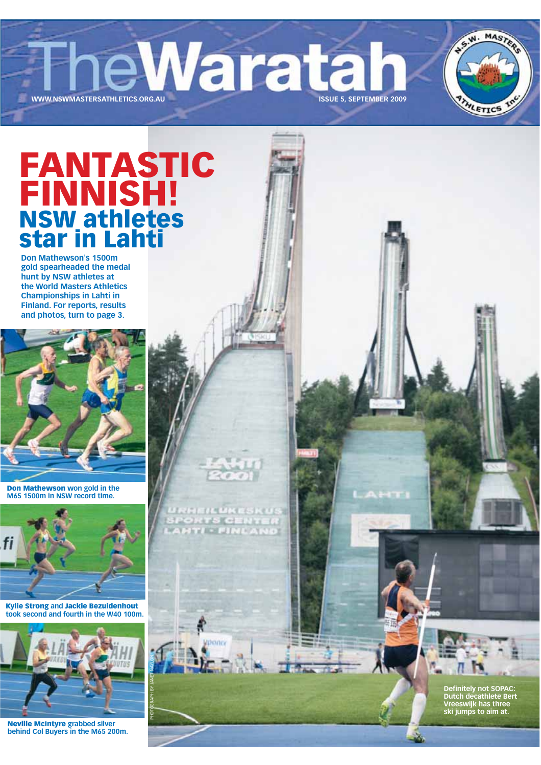# The Waratah

WWW.NSWMASTERSATHLETICS.ORG.AU

ISSUE 5, SEPTEMBER 2009

# FANTASTIC FINNISH!

## NSW athletes star in Lahti

**Don Mathewson's 1500m gold spearheaded the medal hunt by NSW athletes at the World Masters Athletics Championships in Lahti in Finland. For reports, results and photos, turn to page 3.**

**Don Mathewson** won gold in the M65 1500m in NSW record time.

**Kylie Strong** and **Jackie Bezuidenhout** took second and fourth in the W40 100m.

**Neville McIntyre** grabbed silver behind Col Buyers in the M65 200m.

**Definitely not SOPAC: Dutch decathlete Bert Vreeswijk has three ski jumps to aim at.**

PHOTOGRAPH BY JANET NAYLOR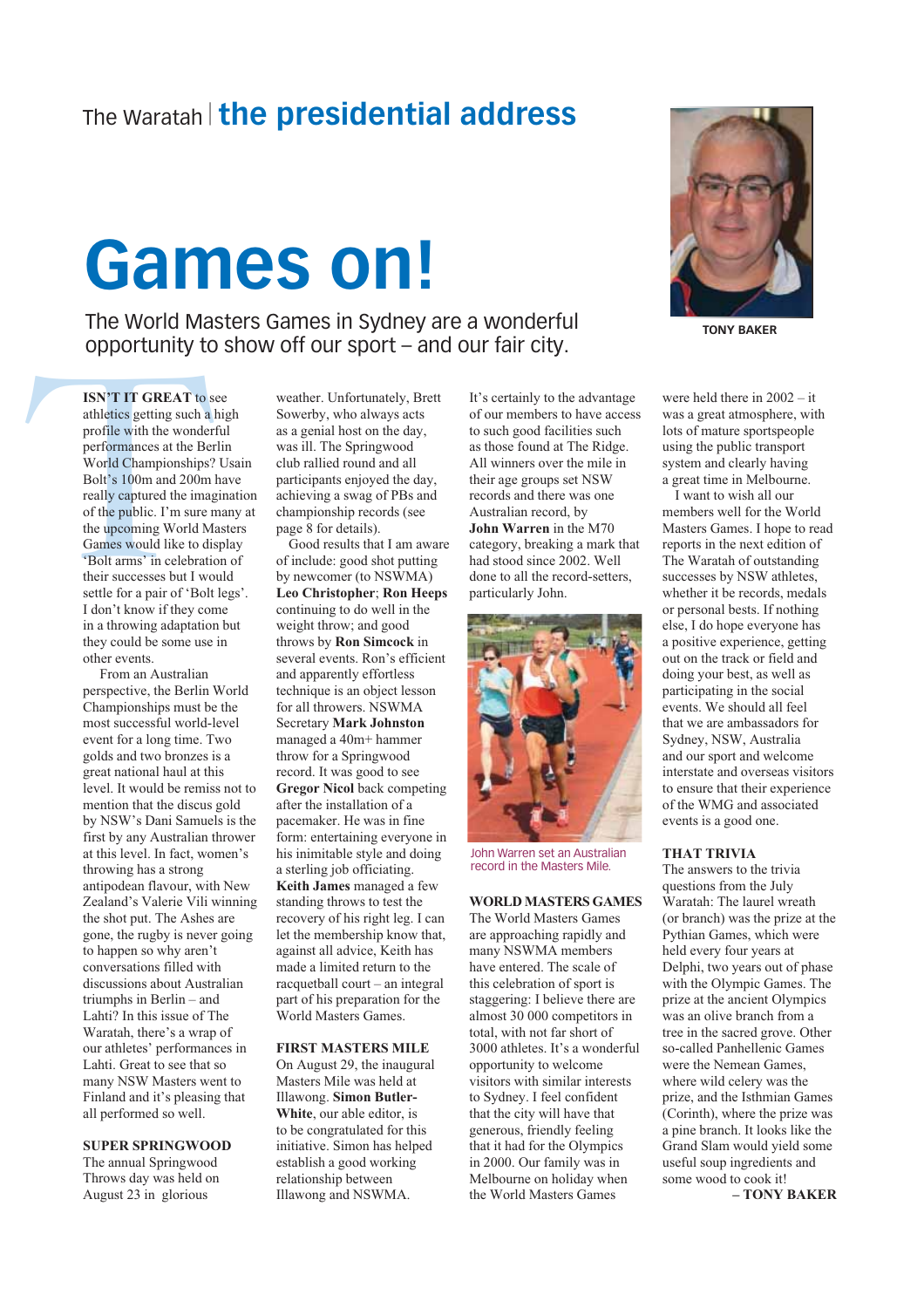The Waratah | **the presidential address**

# Games on!

The World Masters Games in Sydney are a wonderful opportunity to show off our sport – and our fair city.

TONY BAKER

**ISN'T IT GREAT** to see athletics getting such a high profile with the wonderful performances at the Berlin World Championships? Usain Bolt's 100m and 200m have really captured the imagination of the public. I'm sure many at the upcoming World Masters Games would like to display 'Bolt arms' in celebration of their successes but I would settle for a pair of 'Bolt legs'. I don't know if they come in a throwing adaptation but they could be some use in other events.

From an Australian perspective, the Berlin World Championships must be the most successful world-level event for a long time. Two golds and two bronzes is a great national haul at this level. It would be remiss not to mention that the discus gold by NSW's Dani Samuels is the first by any Australian thrower at this level. In fact, women's throwing has a strong antipodean flavour, with New Zealand's Valerie Vili winning the shot put. The Ashes are gone, the rugby is never going to happen so why aren't conversations filled with discussions about Australian triumphs in Berlin – and Lahti? In this issue of The Waratah, there's a wrap of our athletes' performances in Lahti. Great to see that so many NSW Masters went to Finland and it's pleasing that all performed so well.

**SUPER SPRINGWOOD**

The annual Springwood Throws day was held on August 23 in glorious weather. Unfortunately, Brett Sowerby, who always acts as a genial host on the day, was ill. The Springwood club rallied round and all participants enjoyed the day, achieving a swag of PBs and championship records (see page 8 for details).

Good results that I am aware of include: good shot putting by newcomer (to NSWMA) **Leo Christopher**; **Ron Heeps** continuing to do well in the weight throw; and good throws by **Ron Simcock** in several events. Ron's efficient and apparently effortless technique is an object lesson for all throwers. NSWMA Secretary **Mark Johnston** managed a 40m+ hammer throw for a Springwood record. It was good to see **Gregor Nicol** back competing after the installation of a pacemaker. He was in fine form: entertaining everyone in his inimitable style and doing a sterling job officiating. **Keith James** managed a few standing throws to test the recovery of his right leg. I can let the membership know that, against all advice, Keith has made a limited return to the racquetball court – an integral part of his preparation for the World Masters Games.

**FIRST MASTERS MILE**

On August 29, the inaugural Masters Mile was held at Illawong. **Simon Butler-White**, our able editor, is to be congratulated for this initiative. Simon has helped establish a good working relationship between Illawong and NSWMA. It's certainly to the advantage of our members to have access to such good facilities such as those found at The Ridge. All winners over the mile in their age groups set NSW records and there was one Australian record, by **John Warren** in the M70 category, breaking a mark that had stood since 2002. Well done to all the record-setters, particularly John.

John Warren set an Australian record in the Masters Mile.

**WORLD MASTERS GAMES**

The World Masters Games are approaching rapidly and many NSWMA members have entered. The scale of this celebration of sport is staggering: I believe there are almost 30 000 competitors in total, with not far short of 3000 athletes. It's a wonderful opportunity to welcome visitors with similar interests to Sydney. I feel confident that the city will have that generous, friendly feeling that it had for the Olympics in 2000. Our family was in Melbourne on holiday when the World Masters Games were held there in 2002 – it was a great atmosphere, with lots of mature sportspeople using the public transport system and clearly having a great time in Melbourne.

I want to wish all our members well for the World Masters Games. I hope to read reports in the next edition of The Waratah of outstanding successes by NSW athletes, whether it be records, medals or personal bests. If nothing else, I do hope everyone has a positive experience, getting out on the track or field and doing your best, as well as participating in the social events. We should all feel that we are ambassadors for Sydney, NSW, Australia and our sport and welcome interstate and overseas visitors to ensure that their experience of the WMG and associated events is a good one.

**THAT TRIVIA**

The answers to the trivia questions from the July Waratah: The laurel wreath (or branch) was the prize at the Pythian Games, which were held every four years at Delphi, two years out of phase with the Olympic Games. The prize at the ancient Olympics was an olive branch from a tree in the sacred grove. Other so-called Panhellenic Games were the Nemean Games, where wild celery was the prize, and the Isthmian Games (Corinth), where the prize was a pine branch. It looks like the Grand Slam would yield some useful soup ingredients and some wood to cook it!

**– TONY BAKER**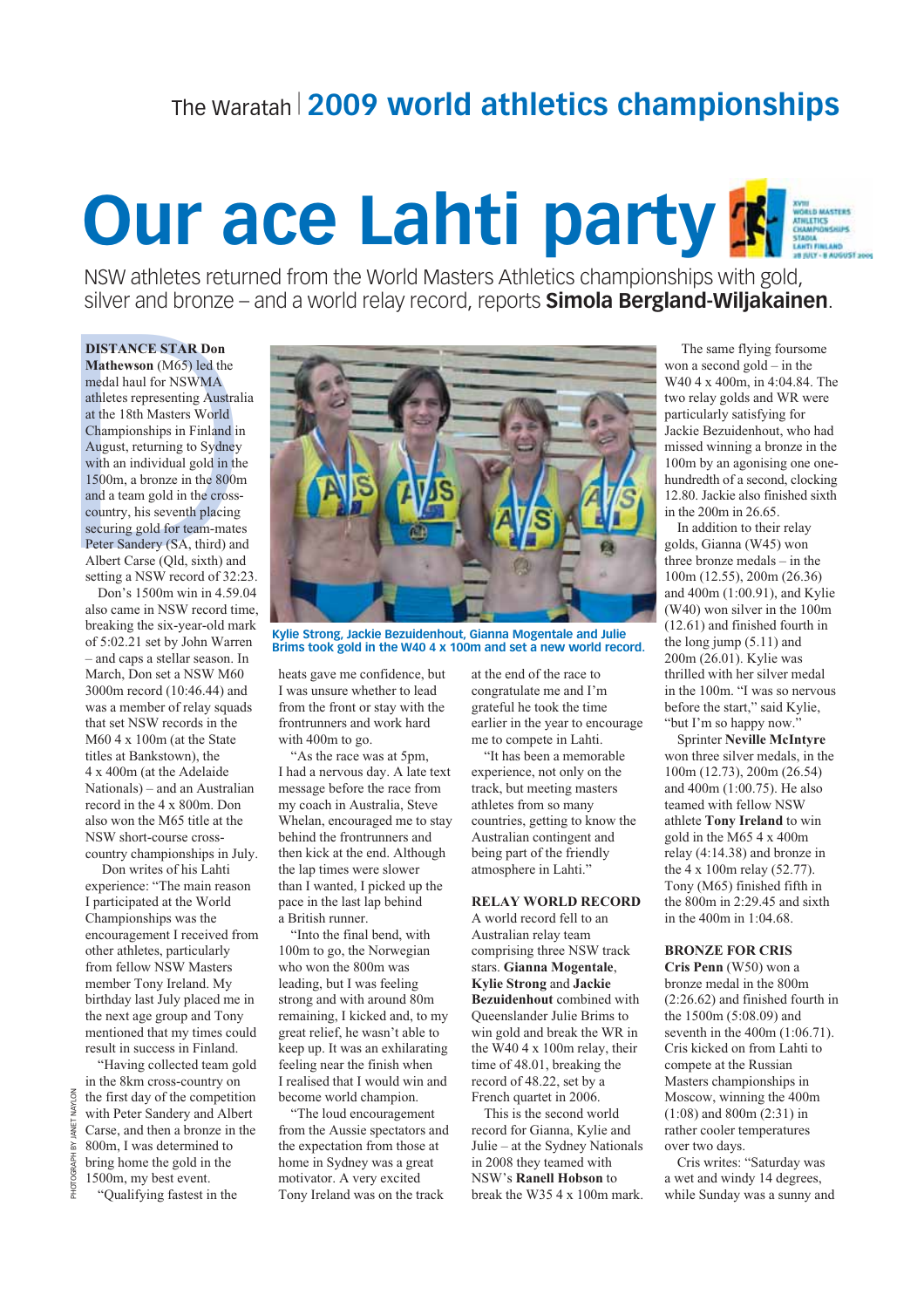# Our ace Lahti party

NSW athletes returned from the World Masters Athletics championships with gold, silver and bronze – and a world relay record, reports **Simola Bergland-Wiljakainen**.

**DISTANCE STAR Don Mathewson** (M65) led the medal haul for NSWMA athletes representing Australia at the 18th Masters World Championships in Finland in August, returning to Sydney with an individual gold in the 1500m, a bronze in the 800m and a team gold in the cross-country, his seventh placing securing gold for team-mates Peter Sandery (SA, third) and Albert Carse (Qld, sixth) and setting a NSW record of 32:23.

Don's 1500m win in 4.59.04 also came in NSW record time, breaking the six-year-old mark of 5:02.21 set by John Warren – and caps a stellar season. In March, Don set a NSW M60 3000m record (10:46.44) and was a member of relay squads that set NSW records in the M60 4 x 100m (at the State titles at Bankstown), the 4 x 400m (at the Adelaide Nationals) – and an Australian record in the 4 x 800m. Don also won the M65 title at the NSW short-course cross-country championships in July.

Don writes of his Lahti experience: "The main reason I participated at the World Championships was the encouragement I received from other athletes, particularly from fellow NSW Masters member Tony Ireland. My birthday last July placed me in the next age group and Tony mentioned that my times could result in success in Finland.

"Having collected team gold in the 8km cross-country on the first day of the competition with Peter Sandery and Albert Carse, and then a bronze in the 800m, I was determined to bring home the gold in the 1500m, my best event.

"Qualifying fastest in the heats gave me confidence, but I was unsure whether to lead from the front or stay with the frontrunners and work hard with 400m to go.

"As the race was at 5pm, I had a nervous day. A late text message before the race from my coach in Australia, Steve Whelan, encouraged me to stay behind the frontrunners and then kick at the end. Although the lap times were slower than I wanted, I picked up the pace in the last lap behind a British runner.

"Into the final bend, with 100m to go, the Norwegian who won the 800m was leading, but I was feeling strong and with around 80m remaining, I kicked and, to my great relief, he wasn't able to keep up. It was an exhilarating feeling near the finish when I realised that I would win and become world champion.

"The loud encouragement from the Aussie spectators and the expectation from those at home in Sydney was a great motivator. A very excited Tony Ireland was on the track at the end of the race to congratulate me and I'm grateful he took the time earlier in the year to encourage me to compete in Lahti.

"It has been a memorable experience, not only on the track, but meeting masters athletes from so many countries, getting to know the Australian contingent and being part of the friendly atmosphere in Lahti."

Kylie Strong, Jackie Bezuidenhout, Gianna Mogentale and Julie Brims took gold in the W40 4 x 100m and set a new world record.

## RELAY WORLD RECORD

A world record fell to an Australian relay team comprising three NSW track stars. **Gianna Mogentale**, **Kylie Strong** and **Jackie Bezuidenhout** combined with Queenslander Julie Brims to win gold and break the WR in the W40 4 x 100m relay, their time of 48.01, breaking the record of 48.22, set by a French quartet in 2006.

This is the second world record for Gianna, Kylie and Julie – at the Sydney Nationals in 2008 they teamed with NSW's **Ranell Hobson** to break the W35 4 x 100m mark.

The same flying foursome won a second gold – in the W40 4 x 400m, in 4:04.84. The two relay golds and WR were particularly satisfying for Jackie Bezuidenhout, who had missed winning a bronze in the 100m by an agonising one one-hundredth of a second, clocking 12.80. Jackie also finished sixth in the 200m in 26.65.

In addition to their relay golds, Gianna (W45) won three bronze medals – in the 100m (12.55), 200m (26.36) and 400m (1:00.91), and Kylie (W40) won silver in the 100m (12.61) and finished fourth in the long jump (5.11) and 200m (26.01). Kylie was thrilled with her silver medal in the 100m. "I was so nervous before the start," said Kylie, "but I'm so happy now."

Sprinter **Neville McIntyre** won three silver medals, in the 100m (12.73), 200m (26.54) and 400m (1:00.75). He also teamed with fellow NSW athlete **Tony Ireland** to win gold in the M65 4 x 400m relay (4:14.38) and bronze in the 4 x 100m relay (52.77). Tony (M65) finished fifth in the 800m in 2:29.45 and sixth in the 400m in 1:04.68.

## BRONZE FOR CRIS

**Cris Penn** (W50) won a bronze medal in the 800m (2:26.62) and finished fourth in the 1500m (5:08.09) and seventh in the 400m (1:06.71). Cris kicked on from Lahti to compete at the Russian Masters championships in Moscow, winning the 400m (1:08) and 800m (2:31) in rather cooler temperatures over two days.

Cris writes: "Saturday was a wet and windy 14 degrees, while Sunday was a sunny and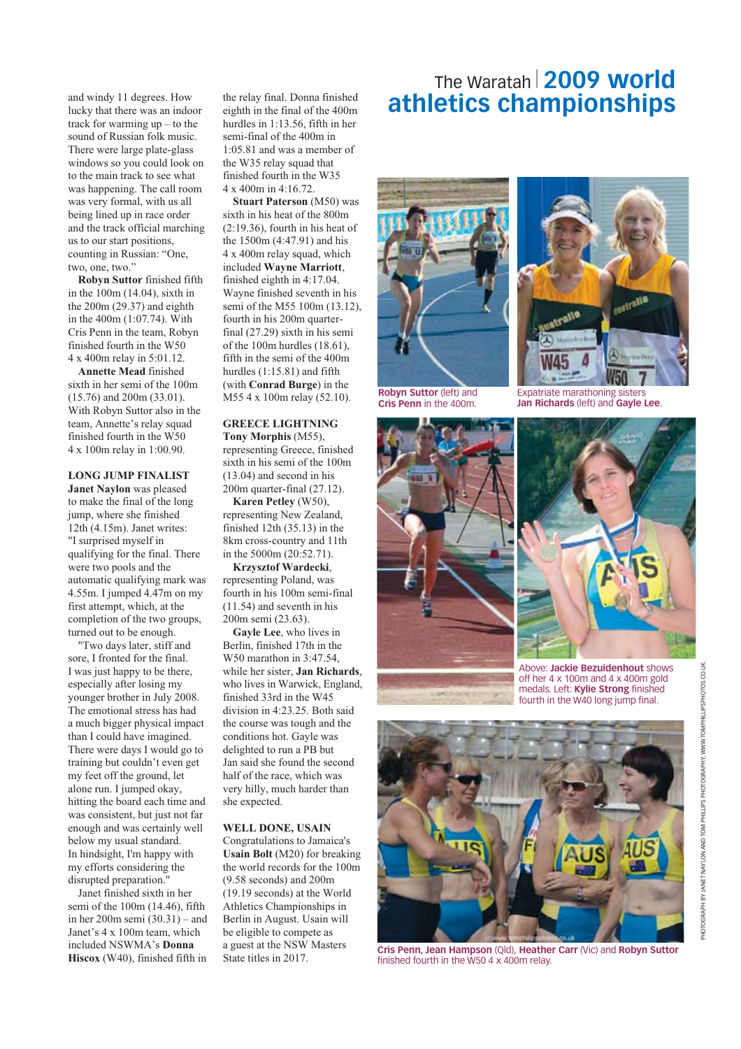# The Waratah | 2009 world athletics championships

and windy 11 degrees. How lucky that there was an indoor track for warming up – to the sound of Russian folk music. There were large plate-glass windows so you could look on to the main track to see what was happening. The call room was very formal, with us all being lined up in race order and the track official marching us to our start positions, counting in Russian: "One, two, one, two."

**Robyn Suttor** finished fifth in the 100m (14.04), sixth in the 200m (29.37) and eighth in the 400m (1:07.74). With Cris Penn in the team, Robyn finished fourth in the W50 4 x 400m relay in 5:01.12.

**Annette Mead** finished sixth in her semi of the 100m (15.76) and 200m (33.01). With Robyn Suttor also in the team, Annette's relay squad finished fourth in the W50 4 x 100m relay in 1:00.90.

### LONG JUMP FINALIST

**Janet Naylon** was pleased to make the final of the long jump, where she finished 12th (4.15m). Janet writes: "I surprised myself in qualifying for the final. There were two pools and the automatic qualifying mark was 4.55m. I jumped 4.47m on my first attempt, which, at the completion of the two groups, turned out to be enough.

"Two days later, stiff and sore, I fronted for the final. I was just happy to be there, especially after losing my younger brother in July 2008. The emotional stress has had a much bigger physical impact than I could have imagined. There were days I would go to training but couldn't even get my feet off the ground, let alone run. I jumped okay, hitting the board each time and was consistent, but just not far enough and was certainly well below my usual standard. In hindsight, I'm happy with my efforts considering the disrupted preparation."

Janet finished sixth in her semi of the 100m (14.46), fifth in her 200m semi (30.31) – and Janet's 4 x 100m team, which included NSWMA's **Donna Hiscox** (W40), finished fifth in the relay final. Donna finished eighth in the final of the 400m hurdles in 1:13.56, fifth in her semi-final of the 400m in 1:05.81 and was a member of the W35 relay squad that finished fourth in the W35 4 x 400m in 4:16.72.

**Stuart Paterson** (M50) was sixth in his heat of the 800m (2:19.36), fourth in his heat of the 1500m (4:47.91) and his 4 x 400m relay squad, which included **Wayne Marriott**, finished eighth in 4:17.04. Wayne finished seventh in his semi of the M55 100m (13.12), fourth in his 200m quarter-final (27.29) sixth in his semi of the 100m hurdles (18.61), fifth in the semi of the 400m hurdles (1:15.81) and fifth (with **Conrad Burge**) in the M55 4 x 100m relay (52.10).

### GREECE LIGHTNING

**Tony Morphis** (M55), representing Greece, finished sixth in his semi of the 100m (13.04) and second in his 200m quarter-final (27.12).

**Karen Petley** (W50), representing New Zealand, finished 12th (35.13) in the 8km cross-country and 11th in the 5000m (20:52.71).

**Krzysztof Wardecki**, representing Poland, was fourth in his 100m semi-final (11.54) and seventh in his 200m semi (23.63).

**Gayle Lee**, who lives in Berlin, finished 17th in the W50 marathon in 3:47.54, while her sister, **Jan Richards**, who lives in Warwick, England, finished 33rd in the W45 division in 4:23.25. Both said the course was tough and the conditions hot. Gayle was delighted to run a PB but Jan said she found the second half of the race, which was very hilly, much harder than she expected.

### WELL DONE, USAIN

Congratulations to Jamaica's **Usain Bolt** (M20) for breaking the world records for the 100m (9.58 seconds) and 200m (19.19 seconds) at the World Athletics Championships in Berlin in August. Usain will be eligible to compete as a guest at the NSW Masters State titles in 2017.

**Robyn Suttor** (left) and **Cris Penn** in the 400m.

Expatriate marathoning sisters **Jan Richards** (left) and **Gayle Lee**.

Above: **Jackie Bezuidenhout** shows off her 4 x 100m and 4 x 400m gold medals. Left: **Kylie Strong** finished fourth in the W40 long jump final.

**Cris Penn, Jean Hampson** (Qld), **Heather Carr** (Vic) and **Robyn Suttor** finished fourth in the W50 4 x 400m relay.

PHOTOGRAPH BY JANET NAYLON AND TOM PHILLIPS PHOTOGRAPHY, WWW.TOMPHILLIPSPHOTOS.CO.UK.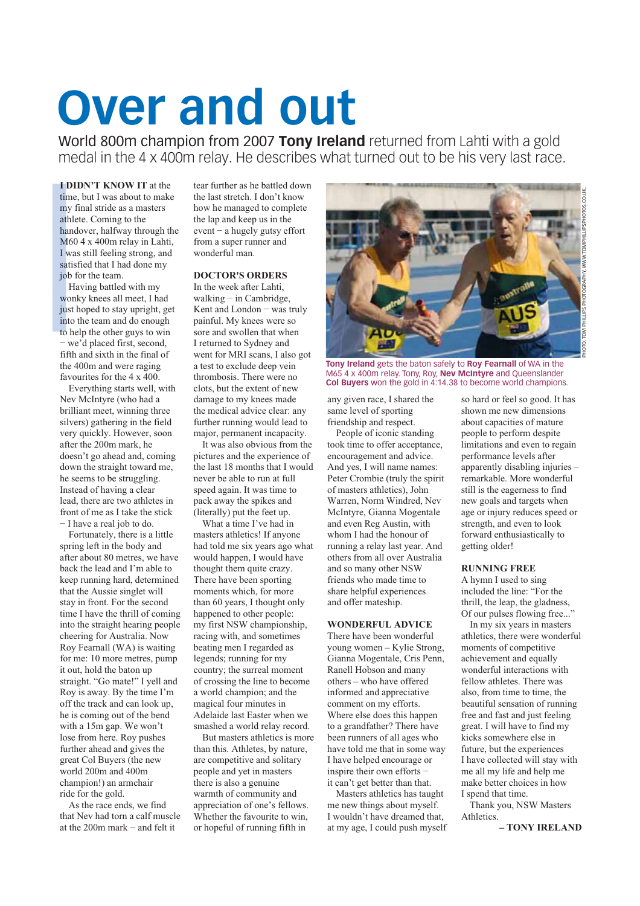# Over and out

World 800m champion from 2007 **Tony Ireland** returned from Lahti with a gold medal in the 4 x 400m relay. He describes what turned out to be his very last race.

**I DIDN'T KNOW IT** at the time, but I was about to make my final stride as a masters athlete. Coming to the handover, halfway through the M60 4 x 400m relay in Lahti, I was still feeling strong, and satisfied that I had done my job for the team.

Having battled with my wonky knees all meet, I had just hoped to stay upright, get into the team and do enough to help the other guys to win – we'd placed first, second, fifth and sixth in the final of the 400m and were raging favourites for the 4 x 400.

Everything starts well, with Nev McIntyre (who had a brilliant meet, winning three silvers) gathering in the field very quickly. However, soon after the 200m mark, he doesn't go ahead and, coming down the straight toward me, he seems to be struggling. Instead of having a clear lead, there are two athletes in front of me as I take the stick – I have a real job to do.

Fortunately, there is a little spring left in the body and after about 80 metres, we have back the lead and I'm able to keep running hard, determined that the Aussie singlet will stay in front. For the second time I have the thrill of coming into the straight hearing people cheering for Australia. Now Roy Fearnall (WA) is waiting for me: 10 more metres, pump it out, hold the baton up straight. "Go mate!" I yell and Roy is away. By the time I'm off the track and can look up, he is coming out of the bend with a 15m gap. We won't lose from here. Roy pushes further ahead and gives the great Col Buyers (the new world 200m and 400m champion!) an armchair ride for the gold.

As the race ends, we find that Nev had torn a calf muscle at the 200m mark – and felt it tear further as he battled down the last stretch. I don't know how he managed to complete the lap and keep us in the event – a hugely gutsy effort from a super runner and wonderful man.

## DOCTOR'S ORDERS

In the week after Lahti, walking – in Cambridge, Kent and London – was truly painful. My knees were so sore and swollen that when I returned to Sydney and went for MRI scans, I also got a test to exclude deep vein thrombosis. There were no clots, but the extent of new damage to my knees made the medical advice clear: any further running would lead to major, permanent incapacity.

It was also obvious from the pictures and the experience of the last 18 months that I would never be able to run at full speed again. It was time to pack away the spikes and (literally) put the feet up.

What a time I've had in masters athletics! If anyone had told me six years ago what would happen, I would have thought them quite crazy. There have been sporting moments which, for more than 60 years, I thought only happened to other people: my first NSW championship, racing with, and sometimes beating men I regarded as legends; running for my country; the surreal moment of crossing the line to become a world champion; and the magical four minutes in Adelaide last Easter when we smashed a world relay record.

But masters athletics is more than this. Athletes, by nature, are competitive and solitary people and yet in masters there is also a genuine warmth of community and appreciation of one's fellows. Whether the favourite to win, or hopeful of running fifth in any given race, I shared the same level of sporting friendship and respect.

**Tony Ireland** gets the baton safely to **Roy Fearnall** of WA in the M65 4 x 400m relay. Tony, Roy, **Nev McIntyre** and Queenslander **Col Buyers** won the gold in 4:14.38 to become world champions.

PHOTO: TOM PHILLIPS PHOTOGRAPHY. WWW.TOMPHILLIPSPHOTOS.CO.UK

People of iconic standing took time to offer acceptance, encouragement and advice. And yes, I will name names: Peter Crombie (truly the spirit of masters athletics), John Warren, Norm Windred, Nev McIntyre, Gianna Mogentale and even Reg Austin, with whom I had the honour of running a relay last year. And others from all over Australia and so many other NSW friends who made time to share helpful experiences and offer mateship.

## WONDERFUL ADVICE

There have been wonderful young women – Kylie Strong, Gianna Mogentale, Cris Penn, Ranell Hobson and many others – who have offered informed and appreciative comment on my efforts. Where else does this happen to a grandfather? There have been runners of all ages who have told me that in some way I have helped encourage or inspire their own efforts – it can't get better than that.

Masters athletics has taught me new things about myself. I wouldn't have dreamed that, at my age, I could push myself so hard or feel so good. It has shown me new dimensions about capacities of mature people to perform despite limitations and even to regain performance levels after apparently disabling injuries – remarkable. More wonderful still is the eagerness to find new goals and targets when age or injury reduces speed or strength, and even to look forward enthusiastically to getting older!

## RUNNING FREE

A hymn I used to sing included the line: "For the thrill, the leap, the gladness, Of our pulses flowing free..."

In my six years in masters athletics, there were wonderful moments of competitive achievement and equally wonderful interactions with fellow athletes. There was also, from time to time, the beautiful sensation of running free and fast and just feeling great. I will have to find my kicks somewhere else in future, but the experiences I have collected will stay with me all my life and help me make better choices in how I spend that time.

Thank you, NSW Masters Athletics.

**– TONY IRELAND**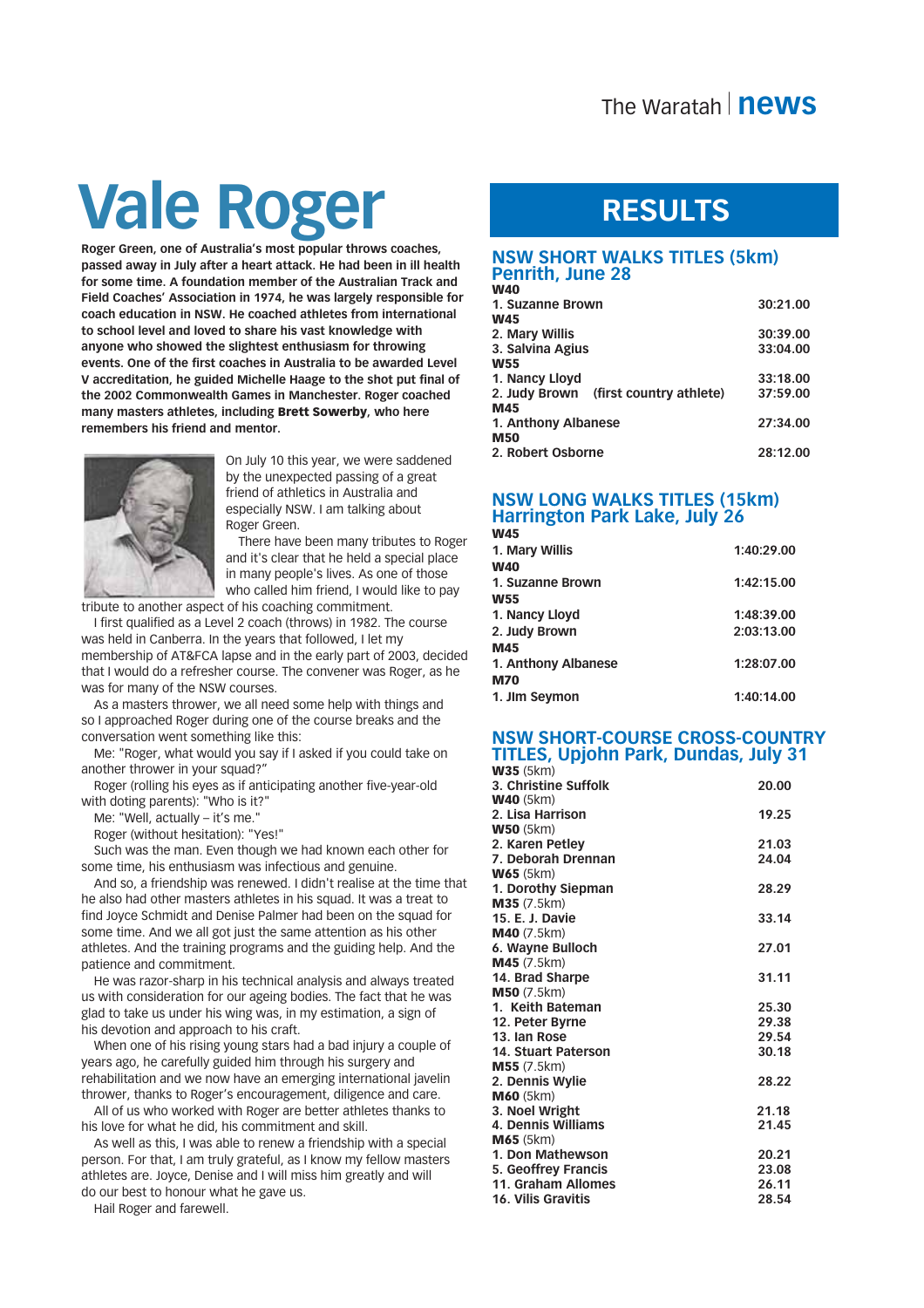# Vale Roger

**Roger Green, one of Australia's most popular throws coaches, passed away in July after a heart attack. He had been in ill health for some time. A foundation member of the Australian Track and Field Coaches' Association in 1974, he was largely responsible for coach education in NSW. He coached athletes from international to school level and loved to share his vast knowledge with anyone who showed the slightest enthusiasm for throwing events. One of the first coaches in Australia to be awarded Level V accreditation, he guided Michelle Haage to the shot put final of the 2002 Commonwealth Games in Manchester. Roger coached many masters athletes, including Brett Sowerby, who here remembers his friend and mentor.**

On July 10 this year, we were saddened by the unexpected passing of a great friend of athletics in Australia and especially NSW. I am talking about Roger Green.

There have been many tributes to Roger and it's clear that he held a special place in many people's lives. As one of those who called him friend, I would like to pay tribute to another aspect of his coaching commitment.

I first qualified as a Level 2 coach (throws) in 1982. The course was held in Canberra. In the years that followed, I let my membership of AT&FCA lapse and in the early part of 2003, decided that I would do a refresher course. The convener was Roger, as he was for many of the NSW courses.

As a masters thrower, we all need some help with things and so I approached Roger during one of the course breaks and the conversation went something like this:

Me: "Roger, what would you say if I asked if you could take on another thrower in your squad?"

Roger (rolling his eyes as if anticipating another five-year-old with doting parents): "Who is it?"

Me: "Well, actually – it's me."

Roger (without hesitation): "Yes!"

Such was the man. Even though we had known each other for some time, his enthusiasm was infectious and genuine.

And so, a friendship was renewed. I didn't realise at the time that he also had other masters athletes in his squad. It was a treat to find Joyce Schmidt and Denise Palmer had been on the squad for some time. And we all got just the same attention as his other athletes. And the training programs and the guiding help. And the patience and commitment.

He was razor-sharp in his technical analysis and always treated us with consideration for our ageing bodies. The fact that he was glad to take us under his wing was, in my estimation, a sign of his devotion and approach to his craft.

When one of his rising young stars had a bad injury a couple of years ago, he carefully guided him through his surgery and rehabilitation and we now have an emerging international javelin thrower, thanks to Roger's encouragement, diligence and care.

All of us who worked with Roger are better athletes thanks to his love for what he did, his commitment and skill.

As well as this, I was able to renew a friendship with a special person. For that, I am truly grateful, as I know my fellow masters athletes are. Joyce, Denise and I will miss him greatly and will do our best to honour what he gave us.

Hail Roger and farewell.

# RESULTS

## NSW SHORT WALKS TITLES (5km) Penrith, June 28

**W40**
1. Suzanne Brown — 30:21.00

**W45**
2. Mary Willis — 30:39.00
3. Salvina Agius — 33:04.00

**W55**
1. Nancy Lloyd — 33:18.00
2. Judy Brown (first country athlete) — 37:59.00

**M45**
1. Anthony Albanese — 27:34.00

**M50**
2. Robert Osborne — 28:12.00

## NSW LONG WALKS TITLES (15km) Harrington Park Lake, July 26

**W45**
1. Mary Willis — 1:40:29.00

**W40**
1. Suzanne Brown — 1:42:15.00

**W55**
1. Nancy Lloyd — 1:48:39.00
2. Judy Brown — 2:03:13.00

**M45**
1. Anthony Albanese — 1:28:07.00

**M70**
1. JIm Seymon — 1:40:14.00

## NSW SHORT-COURSE CROSS-COUNTRY TITLES, Upjohn Park, Dundas, July 31

**W35** (5km)
3. Christine Suffolk — 20.00

**W40** (5km)
2. Lisa Harrison — 19.25

**W50** (5km)
2. Karen Petley — 21.03
7. Deborah Drennan — 24.04

**W65** (5km)
1. Dorothy Siepman — 28.29

**M35** (7.5km)
15. E. J. Davie — 33.14

**M40** (7.5km)
6. Wayne Bulloch — 27.01

**M45** (7.5km)
14. Brad Sharpe — 31.11

**M50** (7.5km)
1. Keith Bateman — 25.30
12. Peter Byrne — 29.38
13. Ian Rose — 29.54
14. Stuart Paterson — 30.18

**M55** (7.5km)
2. Dennis Wylie — 28.22

**M60** (5km)
3. Noel Wright — 21.18
4. Dennis Williams — 21.45

**M65** (5km)
1. Don Mathewson — 20.21
5. Geoffrey Francis — 23.08
11. Graham Allomes — 26.11
16. Vilis Gravitis — 28.54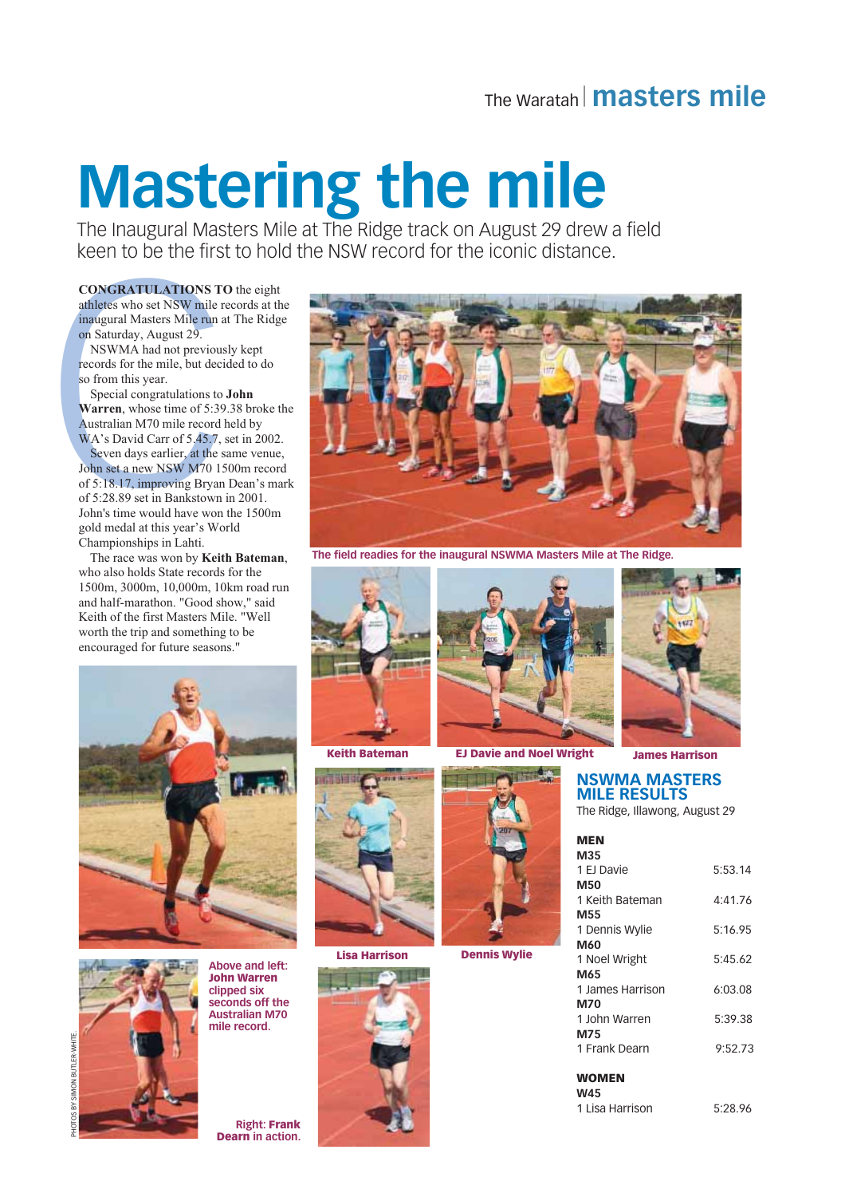# Mastering the mile

The Inaugural Masters Mile at The Ridge track on August 29 drew a field keen to be the first to hold the NSW record for the iconic distance.

**CONGRATULATIONS TO** the eight athletes who set NSW mile records at the inaugural Masters Mile run at The Ridge on Saturday, August 29.

NSWMA had not previously kept records for the mile, but decided to do so from this year.

Special congratulations to **John Warren**, whose time of 5:39.38 broke the Australian M70 mile record held by WA's David Carr of 5.45.7, set in 2002.

Seven days earlier, at the same venue, John set a new NSW M70 1500m record of 5:18.17, improving Bryan Dean's mark of 5:28.89 set in Bankstown in 2001. John's time would have won the 1500m gold medal at this year's World Championships in Lahti.

The race was won by **Keith Bateman**, who also holds State records for the 1500m, 3000m, 10,000m, 10km road run and half-marathon. "Good show," said Keith of the first Masters Mile. "Well worth the trip and something to be encouraged for future seasons."

The field readies for the inaugural NSWMA Masters Mile at The Ridge.

Keith Bateman

EJ Davie and Noel Wright

James Harrison

Lisa Harrison

Dennis Wylie

Above and left: **John Warren** clipped six seconds off the Australian M70 mile record.

Right: **Frank Dearn** in action.

PHOTOS BY SIMON BUTLER-WHITE.

## NSWMA MASTERS MILE RESULTS

The Ridge, Illawong, August 29

**MEN**

| | |
|---|---|
| **M35** | |
| 1 EJ Davie | 5:53.14 |
| **M50** | |
| 1 Keith Bateman | 4:41.76 |
| **M55** | |
| 1 Dennis Wylie | 5:16.95 |
| **M60** | |
| 1 Noel Wright | 5:45.62 |
| **M65** | |
| 1 James Harrison | 6:03.08 |
| **M70** | |
| 1 John Warren | 5:39.38 |
| **M75** | |
| 1 Frank Dearn | 9:52.73 |

**WOMEN**

| | |
|---|---|
| **W45** | |
| 1 Lisa Harrison | 5:28.96 |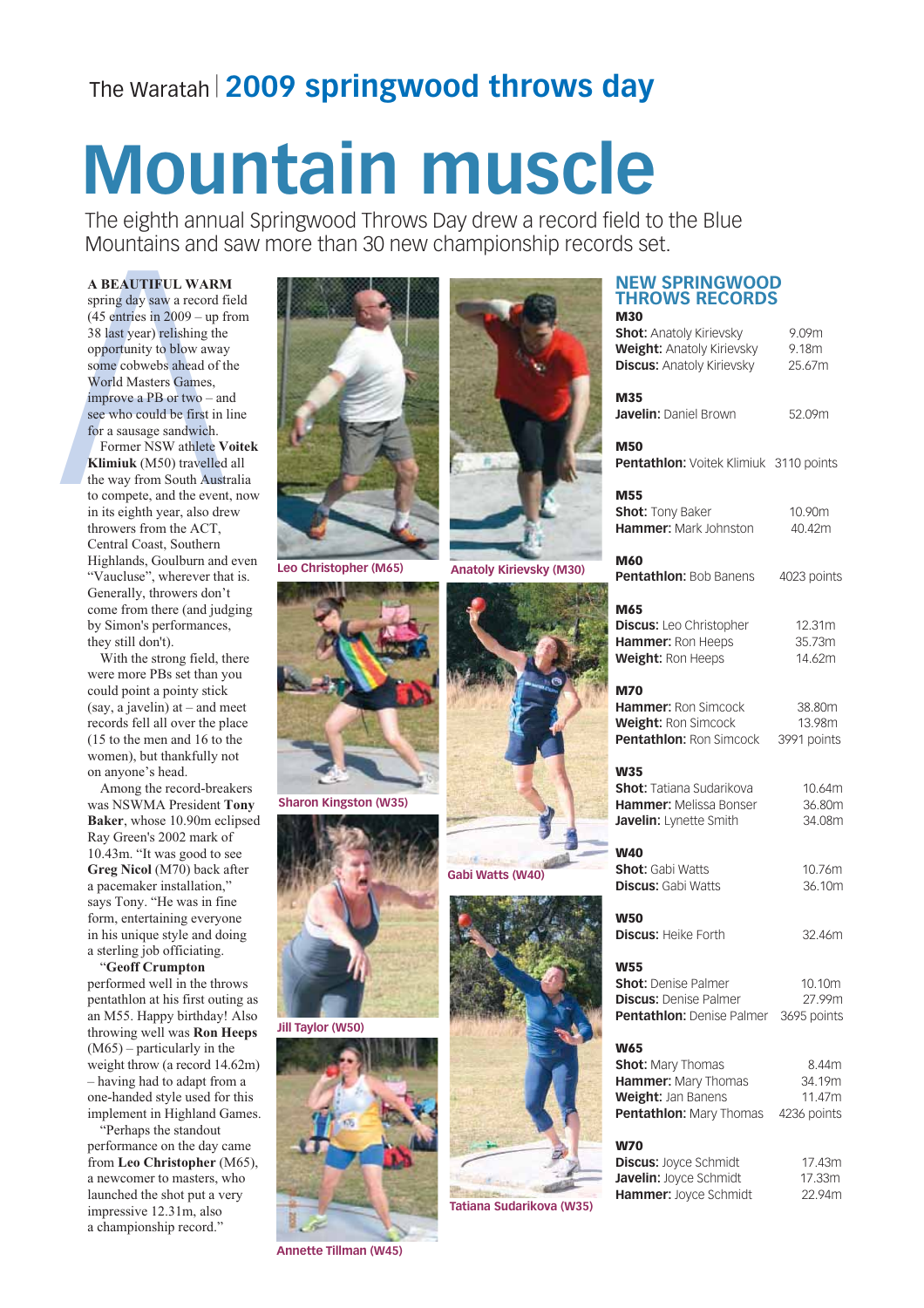The Waratah | **2009 springwood throws day**

# Mountain muscle

The eighth annual Springwood Throws Day drew a record field to the Blue Mountains and saw more than 30 new championship records set.

**A BEAUTIFUL WARM** spring day saw a record field (45 entries in 2009 – up from 38 last year) relishing the opportunity to blow away some cobwebs ahead of the World Masters Games, improve a PB or two – and see who could be first in line for a sausage sandwich.

Former NSW athlete **Voitek Klimiuk** (M50) travelled all the way from South Australia to compete, and the event, now in its eighth year, also drew throwers from the ACT, Central Coast, Southern Highlands, Goulburn and even "Vaucluse", wherever that is. Generally, throwers don't come from there (and judging by Simon's performances, they still don't).

With the strong field, there were more PBs set than you could point a pointy stick (say, a javelin) at – and meet records fell all over the place (15 to the men and 16 to the women), but thankfully not on anyone's head.

Among the record-breakers was NSWMA President **Tony Baker**, whose 10.90m eclipsed Ray Green's 2002 mark of 10.43m. "It was good to see **Greg Nicol** (M70) back after a pacemaker installation," says Tony. "He was in fine form, entertaining everyone in his unique style and doing a sterling job officiating.

"**Geoff Crumpton** performed well in the throws pentathlon at his first outing as an M55. Happy birthday! Also throwing well was **Ron Heeps** (M65) – particularly in the weight throw (a record 14.62m) – having had to adapt from a one-handed style used for this implement in Highland Games.

"Perhaps the standout performance on the day came from **Leo Christopher** (M65), a newcomer to masters, who launched the shot put a very impressive 12.31m, also a championship record."

Leo Christopher (M65)

Anatoly Kirievsky (M30)

Sharon Kingston (W35)

Gabi Watts (W40)

Jill Taylor (W50)

Tatiana Sudarikova (W35)

Annette Tillman (W45)

## NEW SPRINGWOOD THROWS RECORDS

**M30**

| | |
|---|---|
| **Shot:** Anatoly Kirievsky | 9.09m |
| **Weight:** Anatoly Kirievsky | 9.18m |
| **Discus:** Anatoly Kirievsky | 25.67m |

**M35**

| | |
|---|---|
| **Javelin:** Daniel Brown | 52.09m |

**M50**

| | |
|---|---|
| **Pentathlon:** Voitek Klimiuk | 3110 points |

**M55**

| | |
|---|---|
| **Shot:** Tony Baker | 10.90m |
| **Hammer:** Mark Johnston | 40.42m |

**M60**

| | |
|---|---|
| **Pentathlon:** Bob Banens | 4023 points |

**M65**

| | |
|---|---|
| **Discus:** Leo Christopher | 12.31m |
| **Hammer:** Ron Heeps | 35.73m |
| **Weight:** Ron Heeps | 14.62m |

**M70**

| | |
|---|---|
| **Hammer:** Ron Simcock | 38.80m |
| **Weight:** Ron Simcock | 13.98m |
| **Pentathlon:** Ron Simcock | 3991 points |

**W35**

| | |
|---|---|
| **Shot:** Tatiana Sudarikova | 10.64m |
| **Hammer:** Melissa Bonser | 36.80m |
| **Javelin:** Lynette Smith | 34.08m |

**W40**

| | |
|---|---|
| **Shot:** Gabi Watts | 10.76m |
| **Discus:** Gabi Watts | 36.10m |

**W50**

| | |
|---|---|
| **Discus:** Heike Forth | 32.46m |

**W55**

| | |
|---|---|
| **Shot:** Denise Palmer | 10.10m |
| **Discus:** Denise Palmer | 27.99m |
| **Pentathlon:** Denise Palmer | 3695 points |

**W65**

| | |
|---|---|
| **Shot:** Mary Thomas | 8.44m |
| **Hammer:** Mary Thomas | 34.19m |
| **Weight:** Jan Banens | 11.47m |
| **Pentathlon:** Mary Thomas | 4236 points |

**W70**

| | |
|---|---|
| **Discus:** Joyce Schmidt | 17.43m |
| **Javelin:** Joyce Schmidt | 17.33m |
| **Hammer:** Joyce Schmidt | 22.94m |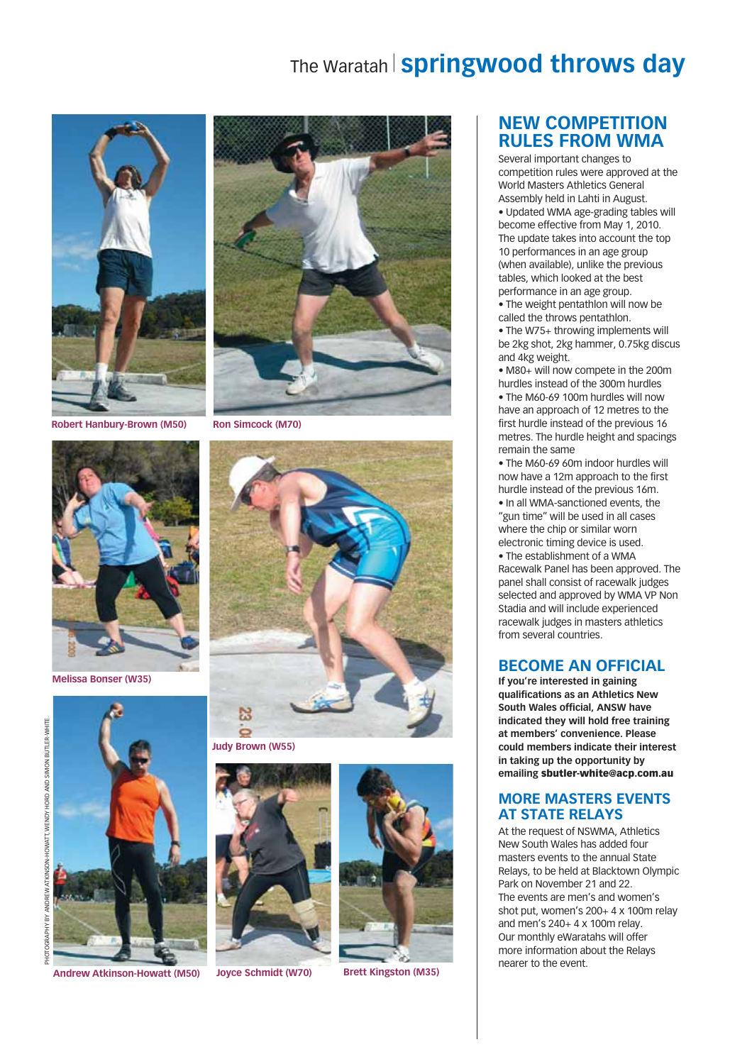# springwood throws day

Robert Hanbury-Brown (M50)

Ron Simcock (M70)

Melissa Bonser (W35)

Judy Brown (W55)

Andrew Atkinson-Howatt (M50)

Joyce Schmidt (W70)

Brett Kingston (M35)

PHOTOGRAPHY BY ANDREW ATKINSON-HOWATT, WENDY HORD AND SIMON BUTLER-WHITE.

## NEW COMPETITION RULES FROM WMA

Several important changes to competition rules were approved at the World Masters Athletics General Assembly held in Lahti in August.

- Updated WMA age-grading tables will become effective from May 1, 2010. The update takes into account the top 10 performances in an age group (when available), unlike the previous tables, which looked at the best performance in an age group.
- The weight pentathlon will now be called the throws pentathlon.
- The W75+ throwing implements will be 2kg shot, 2kg hammer, 0.75kg discus and 4kg weight.
- M80+ will now compete in the 200m hurdles instead of the 300m hurdles
- The M60-69 100m hurdles will now have an approach of 12 metres to the first hurdle instead of the previous 16 metres. The hurdle height and spacings remain the same
- The M60-69 60m indoor hurdles will now have a 12m approach to the first hurdle instead of the previous 16m.
- In all WMA-sanctioned events, the "gun time" will be used in all cases where the chip or similar worn electronic timing device is used.
- The establishment of a WMA Racewalk Panel has been approved. The panel shall consist of racewalk judges selected and approved by WMA VP Non Stadia and will include experienced racewalk judges in masters athletics from several countries.

## BECOME AN OFFICIAL

**If you're interested in gaining qualifications as an Athletics New South Wales official, ANSW have indicated they will hold free training at members' convenience. Please could members indicate their interest in taking up the opportunity by emailing sbutler-white@acp.com.au**

## MORE MASTERS EVENTS AT STATE RELAYS

At the request of NSWMA, Athletics New South Wales has added four masters events to the annual State Relays, to be held at Blacktown Olympic Park on November 21 and 22.

The events are men's and women's shot put, women's 200+ 4 x 100m relay and men's 240+ 4 x 100m relay.

Our monthly eWaratahs will offer more information about the Relays nearer to the event.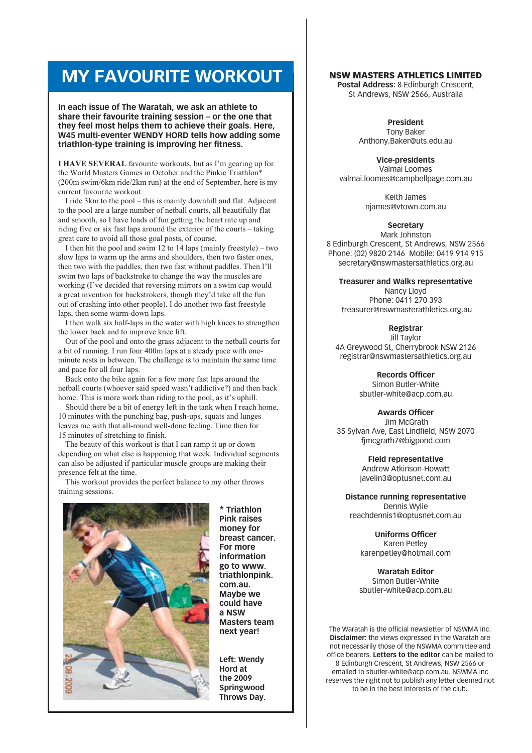# MY FAVOURITE WORKOUT

**In each issue of The Waratah, we ask an athlete to share their favourite training session – or the one that they feel most helps them to achieve their goals. Here, W45 multi-eventer WENDY HORD tells how adding some triathlon-type training is improving her fitness.**

**I HAVE SEVERAL** favourite workouts, but as I'm gearing up for the World Masters Games in October and the Pinkie Triathlon* (200m swim/6km ride/2km run) at the end of September, here is my current favourite workout:

I ride 3km to the pool – this is mainly downhill and flat. Adjacent to the pool are a large number of netball courts, all beautifully flat and smooth, so I have loads of fun getting the heart rate up and riding five or six fast laps around the exterior of the courts – taking great care to avoid all those goal posts, of course.

I then hit the pool and swim 12 to 14 laps (mainly freestyle) – two slow laps to warm up the arms and shoulders, then two faster ones, then two with the paddles, then two fast without paddles. Then I'll swim two laps of backstroke to change the way the muscles are working (I've decided that reversing mirrors on a swim cap would a great invention for backstrokers, though they'd take all the fun out of crashing into other people). I do another two fast freestyle laps, then some warm-down laps.

I then walk six half-laps in the water with high knees to strengthen the lower back and to improve knee lift.

Out of the pool and onto the grass adjacent to the netball courts for a bit of running. I run four 400m laps at a steady pace with one-minute rests in between. The challenge is to maintain the same time and pace for all four laps.

Back onto the bike again for a few more fast laps around the netball courts (whoever said speed wasn't addictive?) and then back home. This is more work than riding to the pool, as it's uphill.

Should there be a bit of energy left in the tank when I reach home, 10 minutes with the punching bag, push-ups, squats and lunges leaves me with that all-round well-done feeling. Time then for 15 minutes of stretching to finish.

The beauty of this workout is that I can ramp it up or down depending on what else is happening that week. Individual segments can also be adjusted if particular muscle groups are making their presence felt at the time.

This workout provides the perfect balance to my other throws training sessions.

**\* Triathlon Pink raises money for breast cancer. For more information go to www.triathlonpink.com.au. Maybe we could have a NSW Masters team next year!**

**Left: Wendy Hord at the 2009 Springwood Throws Day.**

---

## NSW MASTERS ATHLETICS LIMITED

**Postal Address:** 8 Edinburgh Crescent, St Andrews, NSW 2566, Australia

**President**
Tony Baker
Anthony.Baker@uts.edu.au

**Vice-presidents**
Valmai Loomes
valmai.loomes@campbellpage.com.au

Keith James
njames@vtown.com.au

**Secretary**
Mark Johnston
8 Edinburgh Crescent, St Andrews, NSW 2566
Phone: (02) 9820 2146 Mobile: 0419 914 915
secretary@nswmastersathletics.org.au

**Treasurer and Walks representative**
Nancy Lloyd
Phone: 0411 270 393
treasurer@nswmasterathletics.org.au

**Registrar**
Jill Taylor
4A Greywood St, Cherrybrook NSW 2126
registrar@nswmastersathletics.org.au

**Records Officer**
Simon Butler-White
sbutler-white@acp.com.au

**Awards Officer**
Jim McGrath
35 Sylvan Ave, East Lindfield, NSW 2070
fjmcgrath7@bigpond.com

**Field representative**
Andrew Atkinson-Howatt
javelin3@optusnet.com.au

**Distance running representative**
Dennis Wylie
reachdennis1@optusnet.com.au

**Uniforms Officer**
Karen Petley
karenpetley@hotmail.com

**Waratah Editor**
Simon Butler-White
sbutler-white@acp.com.au

The Waratah is the official newsletter of NSWMA Inc. **Disclaimer:** the views expressed in the Waratah are not necessarily those of the NSWMA committee and office bearers. **Letters to the editor** can be mailed to 8 Edinburgh Crescent, St Andrews, NSW 2566 or emailed to sbutler-white@acp.com.au. NSWMA Inc reserves the right not to publish any letter deemed not to be in the best interests of the club.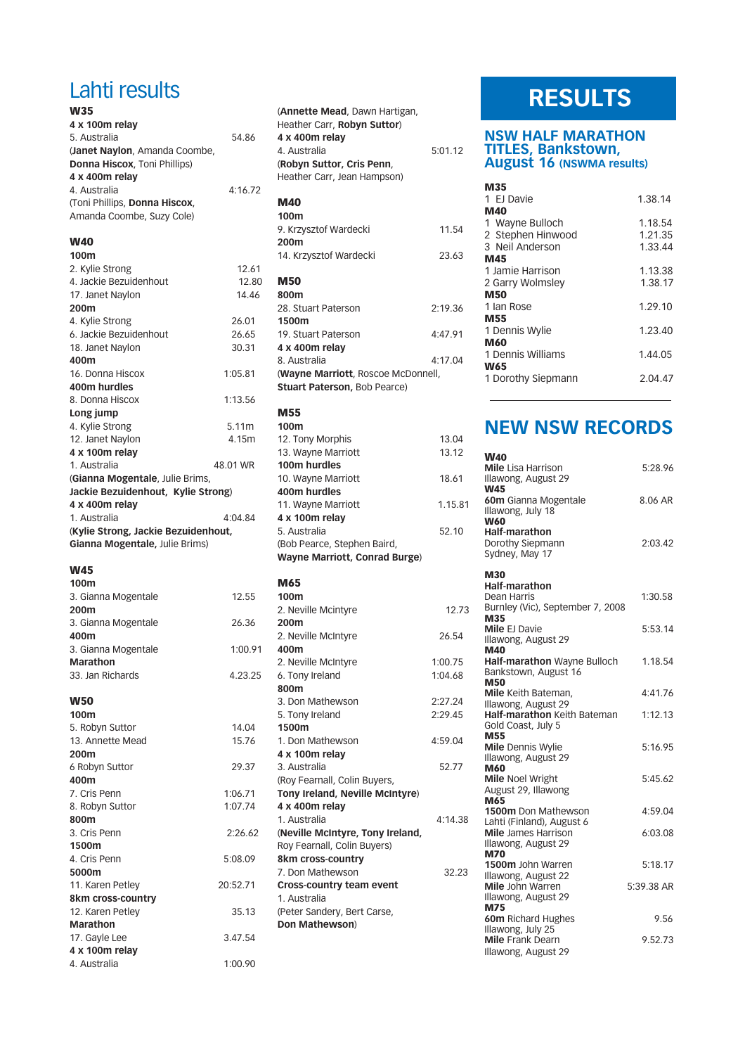# Lahti results

### W35

**4 x 100m relay**
5. Australia 54.86
(**Janet Naylon**, Amanda Coombe, **Donna Hiscox**, Toni Phillips)

**4 x 400m relay**
4. Australia 4:16.72
(Toni Phillips, **Donna Hiscox**, Amanda Coombe, Suzy Cole)

### W40

**100m**
2. Kylie Strong 12.61
4. Jackie Bezuidenhout 12.80
17. Janet Naylon 14.46

**200m**
4. Kylie Strong 26.01
6. Jackie Bezuidenhout 26.65
18. Janet Naylon 30.31

**400m**
16. Donna Hiscox 1:05.81

**400m hurdles**
8. Donna Hiscox 1:13.56

**Long jump**
4. Kylie Strong 5.11m
12. Janet Naylon 4.15m

**4 x 100m relay**
1. Australia 48.01 WR
(**Gianna Mogentale**, Julie Brims, **Jackie Bezuidenhout, Kylie Strong**)

**4 x 400m relay**
1. Australia 4:04.84
(**Kylie Strong, Jackie Bezuidenhout, Gianna Mogentale**, Julie Brims)

### W45

**100m**
3. Gianna Mogentale 12.55

**200m**
3. Gianna Mogentale 26.36

**400m**
3. Gianna Mogentale 1:00.91

**Marathon**
33. Jan Richards 4.23.25

### W50

**100m**
5. Robyn Suttor 14.04
13. Annette Mead 15.76

**200m**
6 Robyn Suttor 29.37

**400m**
7. Cris Penn 1:06.71
8. Robyn Suttor 1:07.74

**800m**
3. Cris Penn 2:26.62

**1500m**
4. Cris Penn 5:08.09

**5000m**
11. Karen Petley 20:52.71

**8km cross-country**
12. Karen Petley 35.13

**Marathon**
17. Gayle Lee 3.47.54

**4 x 100m relay**
4. Australia 1:00.90
(**Annette Mead**, Dawn Hartigan, Heather Carr, **Robyn Suttor**)

**4 x 400m relay**
4. Australia 5:01.12
(**Robyn Suttor, Cris Penn**, Heather Carr, Jean Hampson)

### M40

**100m**
9. Krzysztof Wardecki 11.54

**200m**
14. Krzysztof Wardecki 23.63

### M50

**800m**
28. Stuart Paterson 2:19.36

**1500m**
19. Stuart Paterson 4:47.91

**4 x 400m relay**
8. Australia 4:17.04
(**Wayne Marriott**, Roscoe McDonnell, **Stuart Paterson**, Bob Pearce)

### M55

**100m**
12. Tony Morphis 13.04
13. Wayne Marriott 13.12

**100m hurdles**
10. Wayne Marriott 18.61

**400m hurdles**
11. Wayne Marriott 1.15.81

**4 x 100m relay**
5. Australia 52.10
(Bob Pearce, Stephen Baird, **Wayne Marriott, Conrad Burge**)

### M65

**100m**
2. Neville McIntyre 12.73

**200m**
2. Neville McIntyre 26.54

**400m**
2. Neville McIntyre 1:00.75
6. Tony Ireland 1:04.68

**800m**
3. Don Mathewson 2:27.24
5. Tony Ireland 2:29.45

**1500m**
1. Don Mathewson 4:59.04

**4 x 100m relay**
3. Australia 52.77
(Roy Fearnall, Colin Buyers, **Tony Ireland, Neville McIntyre**)

**4 x 400m relay**
1. Australia 4:14.38
(**Neville McIntyre, Tony Ireland**, Roy Fearnall, Colin Buyers)

**8km cross-country**
7. Don Mathewson 32.23

**Cross-country team event**
1. Australia
(Peter Sandery, Bert Carse, **Don Mathewson**)

# RESULTS

## NSW HALF MARATHON TITLES, Bankstown, August 16 (NSWMA results)

| | |
|---|---|
| **M35** | |
| 1 EJ Davie | 1.38.14 |
| **M40** | |
| 1 Wayne Bulloch | 1.18.54 |
| 2 Stephen Hinwood | 1.21.35 |
| 3 Neil Anderson | 1.33.44 |
| **M45** | |
| 1 Jamie Harrison | 1.13.38 |
| 2 Garry Wolmsley | 1.38.17 |
| **M50** | |
| 1 Ian Rose | 1.29.10 |
| **M55** | |
| 1 Dennis Wylie | 1.23.40 |
| **M60** | |
| 1 Dennis Williams | 1.44.05 |
| **W65** | |
| 1 Dorothy Siepmann | 2.04.47 |

## NEW NSW RECORDS

**W40**
**Mile** Lisa Harrison, Illawong, August 29 — 5:28.96

**W45**
**60m** Gianna Mogentale, Illawong, July 18 — 8.06 AR

**W60**
**Half-marathon** Dorothy Siepmann, Sydney, May 17 — 2:03.42

**M30**
**Half-marathon** Dean Harris, Burnley (Vic), September 7, 2008 — 1:30.58

**M35**
**Mile** EJ Davie, Illawong, August 29 — 5:53.14

**M40**
**Half-marathon** Wayne Bulloch, Bankstown, August 16 — 1.18.54

**M50**
**Mile** Keith Bateman, Illawong, August 29 — 4:41.76
**Half-marathon** Keith Bateman, Gold Coast, July 5 — 1:12.13

**M55**
**Mile** Dennis Wylie, Illawong, August 29 — 5:16.95

**M60**
**Mile** Noel Wright, August 29, Illawong — 5:45.62

**M65**
**1500m** Don Mathewson, Lahti (Finland), August 6 — 4:59.04
**Mile** James Harrison, Illawong, August 29 — 6:03.08

**M70**
**1500m** John Warren, Illawong, August 22 — 5:18.17
**Mile** John Warren, Illawong, August 29 — 5:39.38 AR

**M75**
**60m** Richard Hughes, Illawong, July 25 — 9.56
**Mile** Frank Dearn, Illawong, August 29 — 9.52.73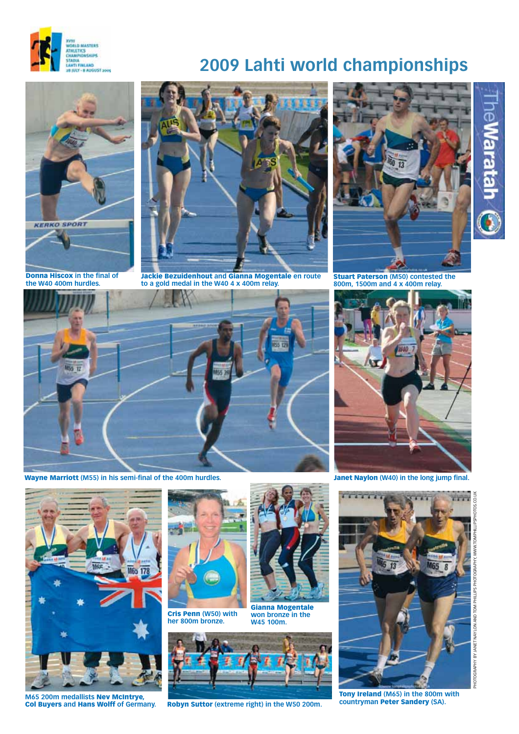# 2009 Lahti world championships

**Donna Hiscox** in the final of the W40 400m hurdles.

**Jackie Bezuidenhout** and **Gianna Mogentale** en route to a gold medal in the W40 4 x 400m relay.

**Stuart Paterson** (M50) contested the 800m, 1500m and 4 x 400m relay.

**Wayne Marriott** (M55) in his semi-final of the 400m hurdles.

**Janet Naylon** (W40) in the long jump final.

M65 200m medallists **Nev McIntrye**, **Col Buyers** and **Hans Wolff** of Germany.

**Cris Penn** (W50) with her 800m bronze.

**Gianna Mogentale** won bronze in the W45 100m.

**Robyn Suttor** (extreme right) in the W50 200m.

**Tony Ireland** (M65) in the 800m with countryman **Peter Sandery** (SA).

PHOTOGRAPHY BY JANET NAYLON AND TOM PHILLIPS PHOTOGRAPHY, WWW.TOMPHILLIPSPHOTOS.CO.UK